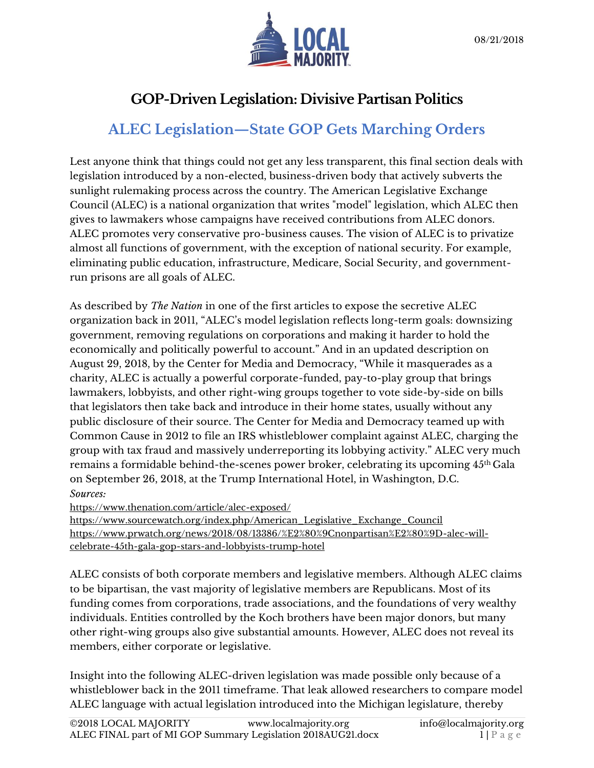# GOP-Driven Legislation: Divisive Partisan Politics

## ALEC Legislation—State GOP Gets Marching Orders

Lest anyone think that things could not get any less transparent, this final section deals with legislation introduced by a non-elected, business-driven body that actively subverts the sunlight rulemaking process across the country. The American Legislative Exchange Council (ALEC) is a national organization that writes "model" legislation, which ALEC then gives to lawmakers whose campaigns have received contributions from ALEC donors. ALEC promotes very conservative pro-business causes. The vision of ALEC is to privatize almost all functions of government, with the exception of national security. For example, eliminating public education, infrastructure, Medicare, Social Security, and government-run prisons are all goals of ALEC.

As described by *The Nation* in one of the first articles to expose the secretive ALEC organization back in 2011, "ALEC's model legislation reflects long-term goals: downsizing government, removing regulations on corporations and making it harder to hold the economically and politically powerful to account." And in an updated description on August 29, 2018, by the Center for Media and Democracy, "While it masquerades as a charity, ALEC is actually a powerful corporate-funded, pay-to-play group that brings lawmakers, lobbyists, and other right-wing groups together to vote side-by-side on bills that legislators then take back and introduce in their home states, usually without any public disclosure of their source. The Center for Media and Democracy teamed up with Common Cause in 2012 to file an IRS whistleblower complaint against ALEC, charging the group with tax fraud and massively underreporting its lobbying activity." ALEC very much remains a formidable behind-the-scenes power broker, celebrating its upcoming 45th Gala on September 26, 2018, at the Trump International Hotel, in Washington, D.C.

*Sources:*
https://www.thenation.com/article/alec-exposed/
https://www.sourcewatch.org/index.php/American_Legislative_Exchange_Council
https://www.prwatch.org/news/2018/08/13386/%E2%80%9Cnonpartisan%E2%80%9D-alec-will-celebrate-45th-gala-gop-stars-and-lobbyists-trump-hotel

ALEC consists of both corporate members and legislative members. Although ALEC claims to be bipartisan, the vast majority of legislative members are Republicans. Most of its funding comes from corporations, trade associations, and the foundations of very wealthy individuals. Entities controlled by the Koch brothers have been major donors, but many other right-wing groups also give substantial amounts. However, ALEC does not reveal its members, either corporate or legislative.

Insight into the following ALEC-driven legislation was made possible only because of a whistleblower back in the 2011 timeframe. That leak allowed researchers to compare model ALEC language with actual legislation introduced into the Michigan legislature, thereby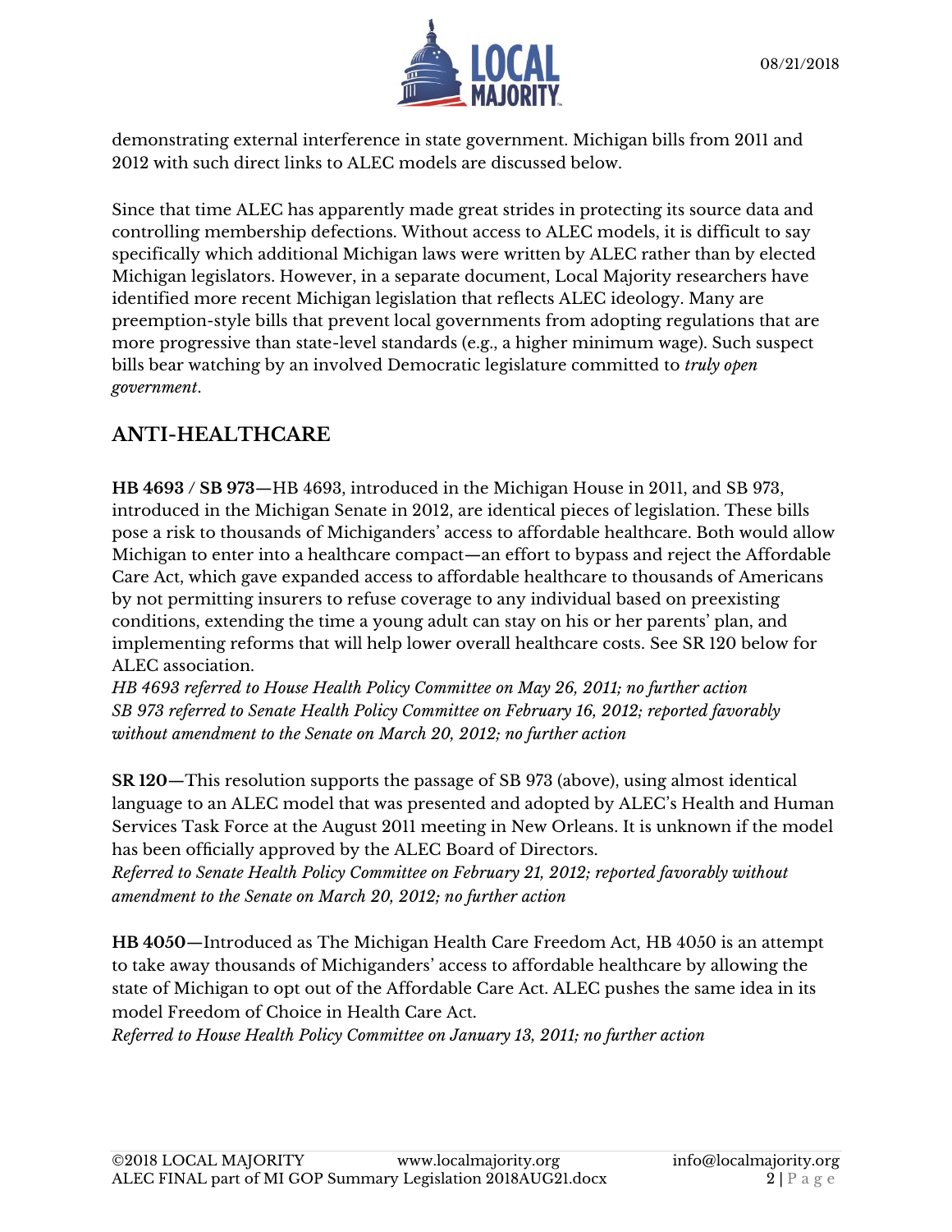demonstrating external interference in state government. Michigan bills from 2011 and 2012 with such direct links to ALEC models are discussed below.

Since that time ALEC has apparently made great strides in protecting its source data and controlling membership defections. Without access to ALEC models, it is difficult to say specifically which additional Michigan laws were written by ALEC rather than by elected Michigan legislators. However, in a separate document, Local Majority researchers have identified more recent Michigan legislation that reflects ALEC ideology. Many are preemption-style bills that prevent local governments from adopting regulations that are more progressive than state-level standards (e.g., a higher minimum wage). Such suspect bills bear watching by an involved Democratic legislature committed to *truly open government*.

## ANTI-HEALTHCARE

**HB 4693 / SB 973**—HB 4693, introduced in the Michigan House in 2011, and SB 973, introduced in the Michigan Senate in 2012, are identical pieces of legislation. These bills pose a risk to thousands of Michiganders' access to affordable healthcare. Both would allow Michigan to enter into a healthcare compact—an effort to bypass and reject the Affordable Care Act, which gave expanded access to affordable healthcare to thousands of Americans by not permitting insurers to refuse coverage to any individual based on preexisting conditions, extending the time a young adult can stay on his or her parents' plan, and implementing reforms that will help lower overall healthcare costs. See SR 120 below for ALEC association.
*HB 4693 referred to House Health Policy Committee on May 26, 2011; no further action*
*SB 973 referred to Senate Health Policy Committee on February 16, 2012; reported favorably without amendment to the Senate on March 20, 2012; no further action*

**SR 120**—This resolution supports the passage of SB 973 (above), using almost identical language to an ALEC model that was presented and adopted by ALEC's Health and Human Services Task Force at the August 2011 meeting in New Orleans. It is unknown if the model has been officially approved by the ALEC Board of Directors.
*Referred to Senate Health Policy Committee on February 21, 2012; reported favorably without amendment to the Senate on March 20, 2012; no further action*

**HB 4050**—Introduced as The Michigan Health Care Freedom Act, HB 4050 is an attempt to take away thousands of Michiganders' access to affordable healthcare by allowing the state of Michigan to opt out of the Affordable Care Act. ALEC pushes the same idea in its model Freedom of Choice in Health Care Act.
*Referred to House Health Policy Committee on January 13, 2011; no further action*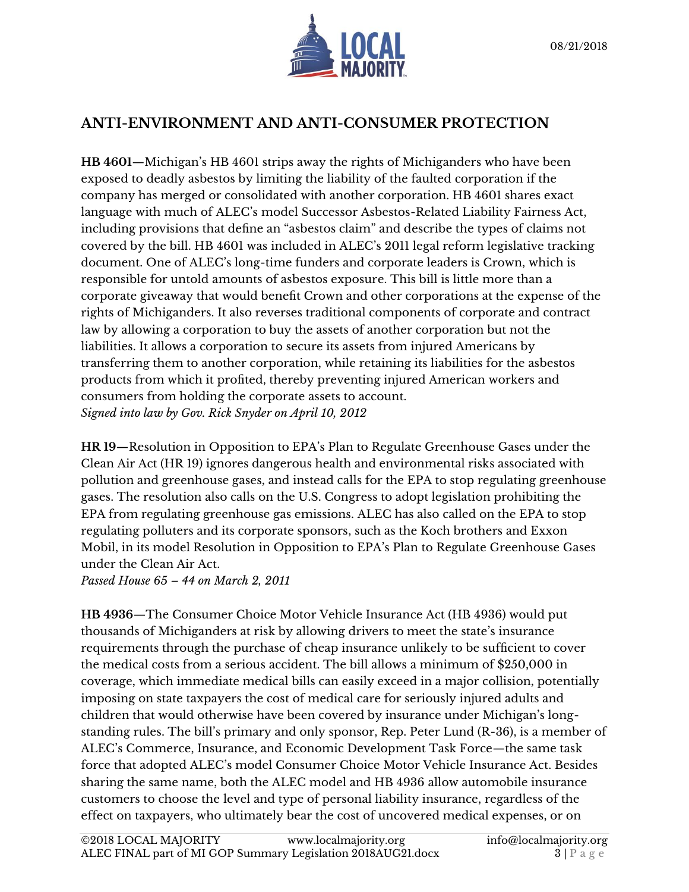## ANTI-ENVIRONMENT AND ANTI-CONSUMER PROTECTION

**HB 4601**—Michigan's HB 4601 strips away the rights of Michiganders who have been exposed to deadly asbestos by limiting the liability of the faulted corporation if the company has merged or consolidated with another corporation. HB 4601 shares exact language with much of ALEC's model Successor Asbestos-Related Liability Fairness Act, including provisions that define an "asbestos claim" and describe the types of claims not covered by the bill. HB 4601 was included in ALEC's 2011 legal reform legislative tracking document. One of ALEC's long-time funders and corporate leaders is Crown, which is responsible for untold amounts of asbestos exposure. This bill is little more than a corporate giveaway that would benefit Crown and other corporations at the expense of the rights of Michiganders. It also reverses traditional components of corporate and contract law by allowing a corporation to buy the assets of another corporation but not the liabilities. It allows a corporation to secure its assets from injured Americans by transferring them to another corporation, while retaining its liabilities for the asbestos products from which it profited, thereby preventing injured American workers and consumers from holding the corporate assets to account.
*Signed into law by Gov. Rick Snyder on April 10, 2012*

**HR 19**—Resolution in Opposition to EPA's Plan to Regulate Greenhouse Gases under the Clean Air Act (HR 19) ignores dangerous health and environmental risks associated with pollution and greenhouse gases, and instead calls for the EPA to stop regulating greenhouse gases. The resolution also calls on the U.S. Congress to adopt legislation prohibiting the EPA from regulating greenhouse gas emissions. ALEC has also called on the EPA to stop regulating polluters and its corporate sponsors, such as the Koch brothers and Exxon Mobil, in its model Resolution in Opposition to EPA's Plan to Regulate Greenhouse Gases under the Clean Air Act.
*Passed House 65 – 44 on March 2, 2011*

**HB 4936**—The Consumer Choice Motor Vehicle Insurance Act (HB 4936) would put thousands of Michiganders at risk by allowing drivers to meet the state's insurance requirements through the purchase of cheap insurance unlikely to be sufficient to cover the medical costs from a serious accident. The bill allows a minimum of $250,000 in coverage, which immediate medical bills can easily exceed in a major collision, potentially imposing on state taxpayers the cost of medical care for seriously injured adults and children that would otherwise have been covered by insurance under Michigan's long-standing rules. The bill's primary and only sponsor, Rep. Peter Lund (R-36), is a member of ALEC's Commerce, Insurance, and Economic Development Task Force—the same task force that adopted ALEC's model Consumer Choice Motor Vehicle Insurance Act. Besides sharing the same name, both the ALEC model and HB 4936 allow automobile insurance customers to choose the level and type of personal liability insurance, regardless of the effect on taxpayers, who ultimately bear the cost of uncovered medical expenses, or on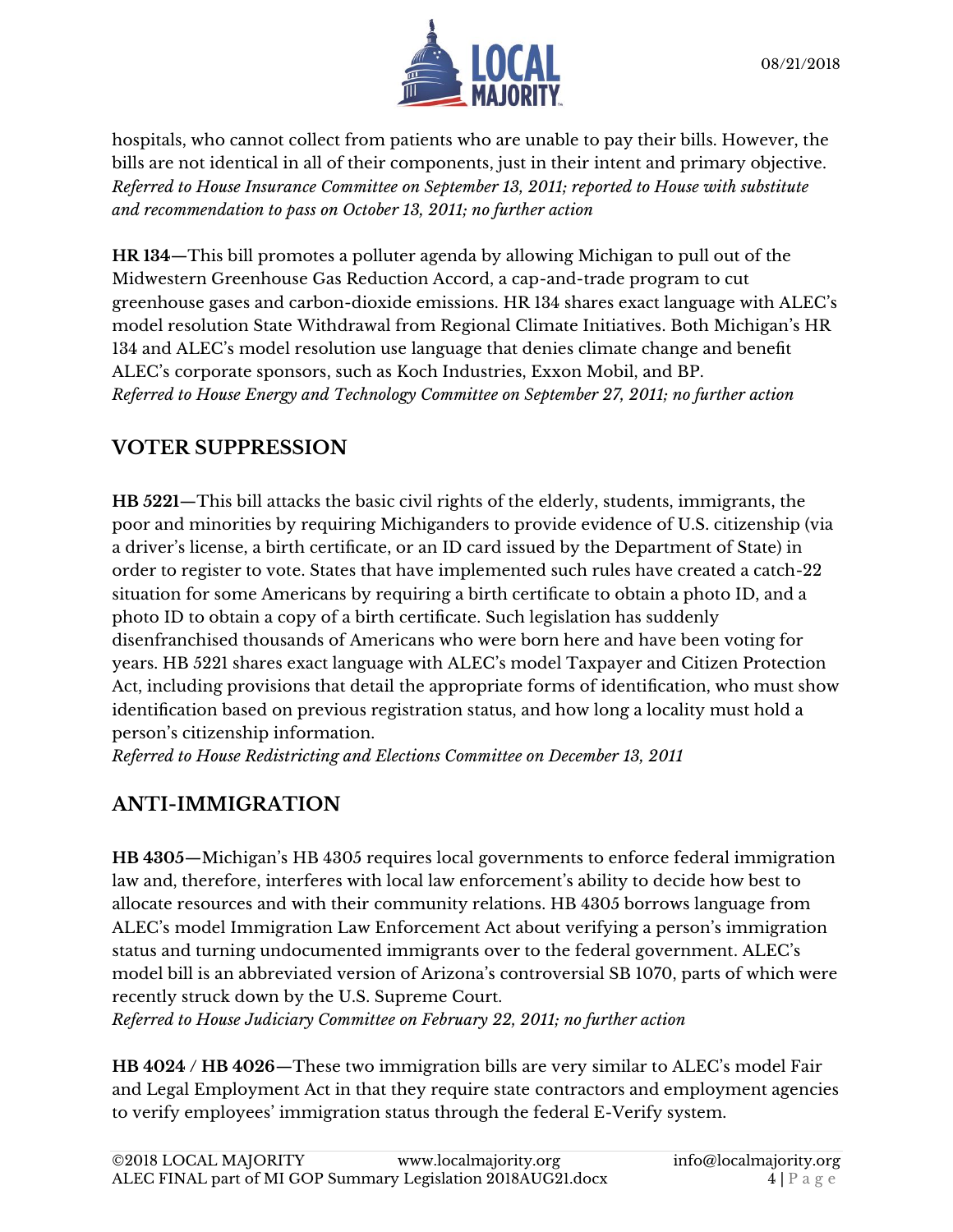hospitals, who cannot collect from patients who are unable to pay their bills. However, the bills are not identical in all of their components, just in their intent and primary objective. *Referred to House Insurance Committee on September 13, 2011; reported to House with substitute and recommendation to pass on October 13, 2011; no further action*

**HR 134—**This bill promotes a polluter agenda by allowing Michigan to pull out of the Midwestern Greenhouse Gas Reduction Accord, a cap-and-trade program to cut greenhouse gases and carbon-dioxide emissions. HR 134 shares exact language with ALEC's model resolution State Withdrawal from Regional Climate Initiatives. Both Michigan's HR 134 and ALEC's model resolution use language that denies climate change and benefit ALEC's corporate sponsors, such as Koch Industries, Exxon Mobil, and BP. *Referred to House Energy and Technology Committee on September 27, 2011; no further action*

## VOTER SUPPRESSION

**HB 5221—**This bill attacks the basic civil rights of the elderly, students, immigrants, the poor and minorities by requiring Michiganders to provide evidence of U.S. citizenship (via a driver's license, a birth certificate, or an ID card issued by the Department of State) in order to register to vote. States that have implemented such rules have created a catch-22 situation for some Americans by requiring a birth certificate to obtain a photo ID, and a photo ID to obtain a copy of a birth certificate. Such legislation has suddenly disenfranchised thousands of Americans who were born here and have been voting for years. HB 5221 shares exact language with ALEC's model Taxpayer and Citizen Protection Act, including provisions that detail the appropriate forms of identification, who must show identification based on previous registration status, and how long a locality must hold a person's citizenship information.
*Referred to House Redistricting and Elections Committee on December 13, 2011*

## ANTI-IMMIGRATION

**HB 4305—**Michigan's HB 4305 requires local governments to enforce federal immigration law and, therefore, interferes with local law enforcement's ability to decide how best to allocate resources and with their community relations. HB 4305 borrows language from ALEC's model Immigration Law Enforcement Act about verifying a person's immigration status and turning undocumented immigrants over to the federal government. ALEC's model bill is an abbreviated version of Arizona's controversial SB 1070, parts of which were recently struck down by the U.S. Supreme Court.
*Referred to House Judiciary Committee on February 22, 2011; no further action*

**HB 4024 / HB 4026—**These two immigration bills are very similar to ALEC's model Fair and Legal Employment Act in that they require state contractors and employment agencies to verify employees' immigration status through the federal E-Verify system.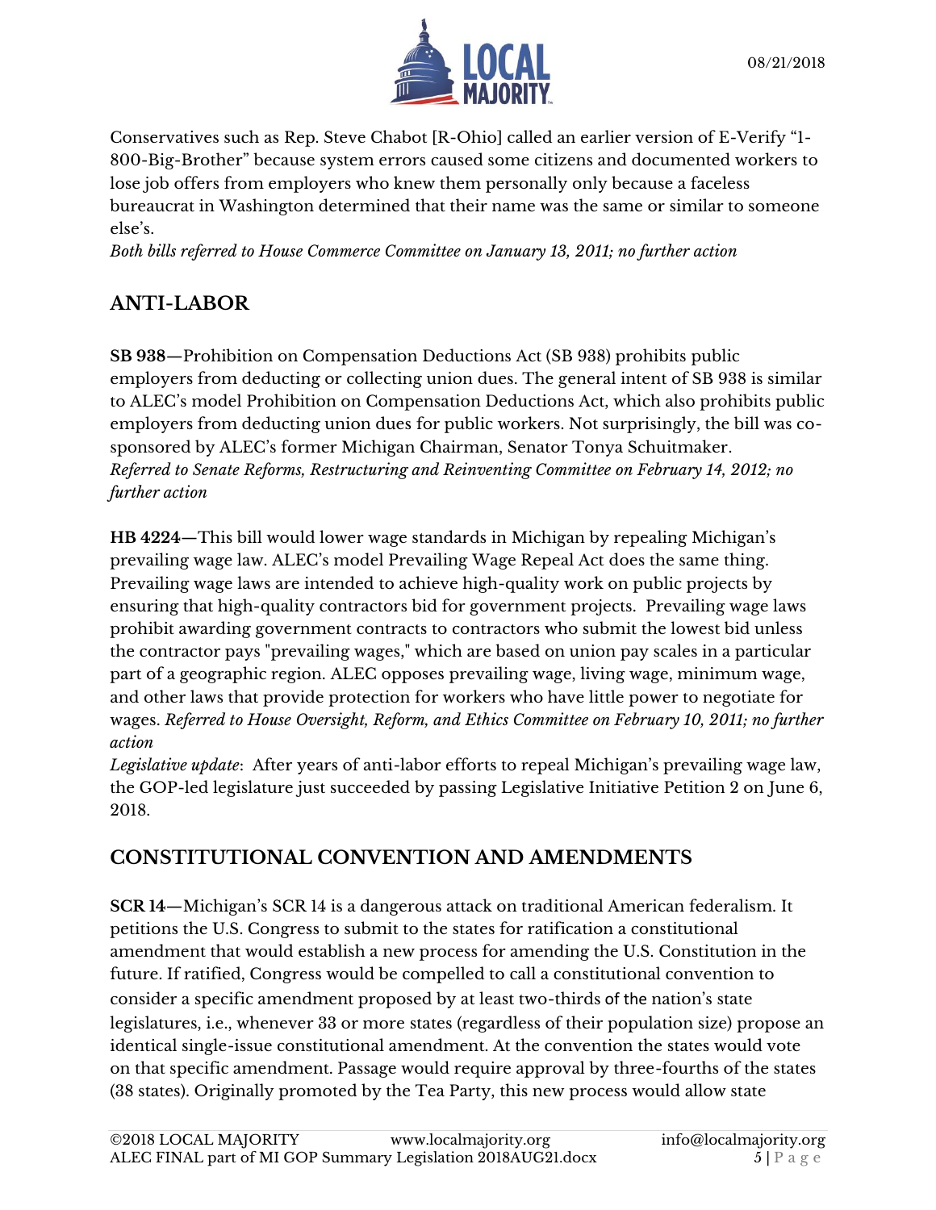Conservatives such as Rep. Steve Chabot [R-Ohio] called an earlier version of E-Verify "1-800-Big-Brother" because system errors caused some citizens and documented workers to lose job offers from employers who knew them personally only because a faceless bureaucrat in Washington determined that their name was the same or similar to someone else's.
*Both bills referred to House Commerce Committee on January 13, 2011; no further action*

## ANTI-LABOR

**SB 938**—Prohibition on Compensation Deductions Act (SB 938) prohibits public employers from deducting or collecting union dues. The general intent of SB 938 is similar to ALEC's model Prohibition on Compensation Deductions Act, which also prohibits public employers from deducting union dues for public workers. Not surprisingly, the bill was co-sponsored by ALEC's former Michigan Chairman, Senator Tonya Schuitmaker.
*Referred to Senate Reforms, Restructuring and Reinventing Committee on February 14, 2012; no further action*

**HB 4224**—This bill would lower wage standards in Michigan by repealing Michigan's prevailing wage law. ALEC's model Prevailing Wage Repeal Act does the same thing. Prevailing wage laws are intended to achieve high-quality work on public projects by ensuring that high-quality contractors bid for government projects. Prevailing wage laws prohibit awarding government contracts to contractors who submit the lowest bid unless the contractor pays "prevailing wages," which are based on union pay scales in a particular part of a geographic region. ALEC opposes prevailing wage, living wage, minimum wage, and other laws that provide protection for workers who have little power to negotiate for wages. *Referred to House Oversight, Reform, and Ethics Committee on February 10, 2011; no further action*
*Legislative update*: After years of anti-labor efforts to repeal Michigan's prevailing wage law, the GOP-led legislature just succeeded by passing Legislative Initiative Petition 2 on June 6, 2018.

## CONSTITUTIONAL CONVENTION AND AMENDMENTS

**SCR 14—**Michigan's SCR 14 is a dangerous attack on traditional American federalism. It petitions the U.S. Congress to submit to the states for ratification a constitutional amendment that would establish a new process for amending the U.S. Constitution in the future. If ratified, Congress would be compelled to call a constitutional convention to consider a specific amendment proposed by at least two-thirds of the nation's state legislatures, i.e., whenever 33 or more states (regardless of their population size) propose an identical single-issue constitutional amendment. At the convention the states would vote on that specific amendment. Passage would require approval by three-fourths of the states (38 states). Originally promoted by the Tea Party, this new process would allow state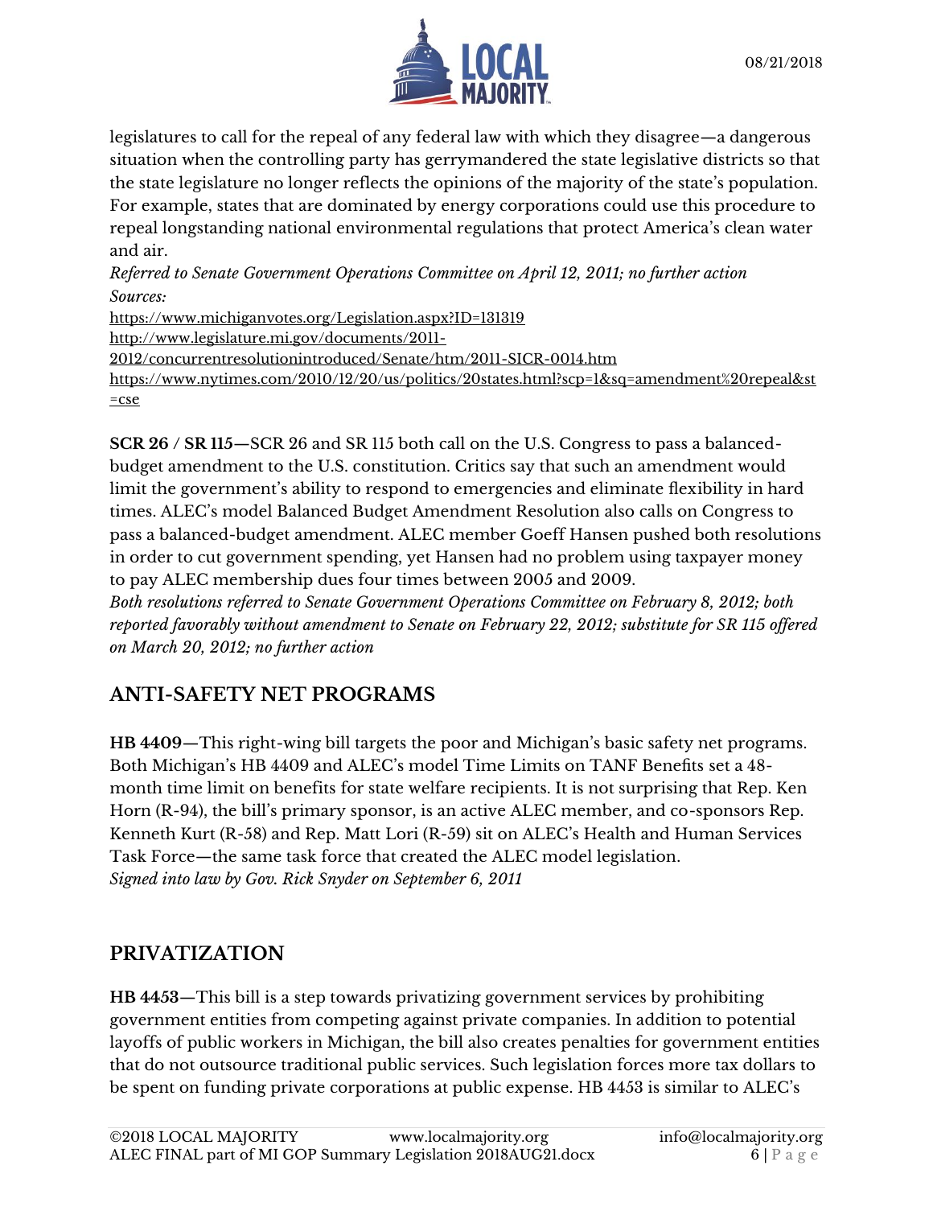legislatures to call for the repeal of any federal law with which they disagree—a dangerous situation when the controlling party has gerrymandered the state legislative districts so that the state legislature no longer reflects the opinions of the majority of the state's population. For example, states that are dominated by energy corporations could use this procedure to repeal longstanding national environmental regulations that protect America's clean water and air.

*Referred to Senate Government Operations Committee on April 12, 2011; no further action*

*Sources:*

https://www.michiganvotes.org/Legislation.aspx?ID=131319

http://www.legislature.mi.gov/documents/2011-2012/concurrentresolutionintroduced/Senate/htm/2011-SICR-0014.htm

https://www.nytimes.com/2010/12/20/us/politics/20states.html?scp=1&sq=amendment%20repeal&st=cse

**SCR 26 / SR 115**—SCR 26 and SR 115 both call on the U.S. Congress to pass a balanced-budget amendment to the U.S. constitution. Critics say that such an amendment would limit the government's ability to respond to emergencies and eliminate flexibility in hard times. ALEC's model Balanced Budget Amendment Resolution also calls on Congress to pass a balanced-budget amendment. ALEC member Goeff Hansen pushed both resolutions in order to cut government spending, yet Hansen had no problem using taxpayer money to pay ALEC membership dues four times between 2005 and 2009.

*Both resolutions referred to Senate Government Operations Committee on February 8, 2012; both reported favorably without amendment to Senate on February 22, 2012; substitute for SR 115 offered on March 20, 2012; no further action*

## ANTI-SAFETY NET PROGRAMS

**HB 4409**—This right-wing bill targets the poor and Michigan's basic safety net programs. Both Michigan's HB 4409 and ALEC's model Time Limits on TANF Benefits set a 48-month time limit on benefits for state welfare recipients. It is not surprising that Rep. Ken Horn (R-94), the bill's primary sponsor, is an active ALEC member, and co-sponsors Rep. Kenneth Kurt (R-58) and Rep. Matt Lori (R-59) sit on ALEC's Health and Human Services Task Force—the same task force that created the ALEC model legislation.

*Signed into law by Gov. Rick Snyder on September 6, 2011*

## PRIVATIZATION

**HB 4453**—This bill is a step towards privatizing government services by prohibiting government entities from competing against private companies. In addition to potential layoffs of public workers in Michigan, the bill also creates penalties for government entities that do not outsource traditional public services. Such legislation forces more tax dollars to be spent on funding private corporations at public expense. HB 4453 is similar to ALEC's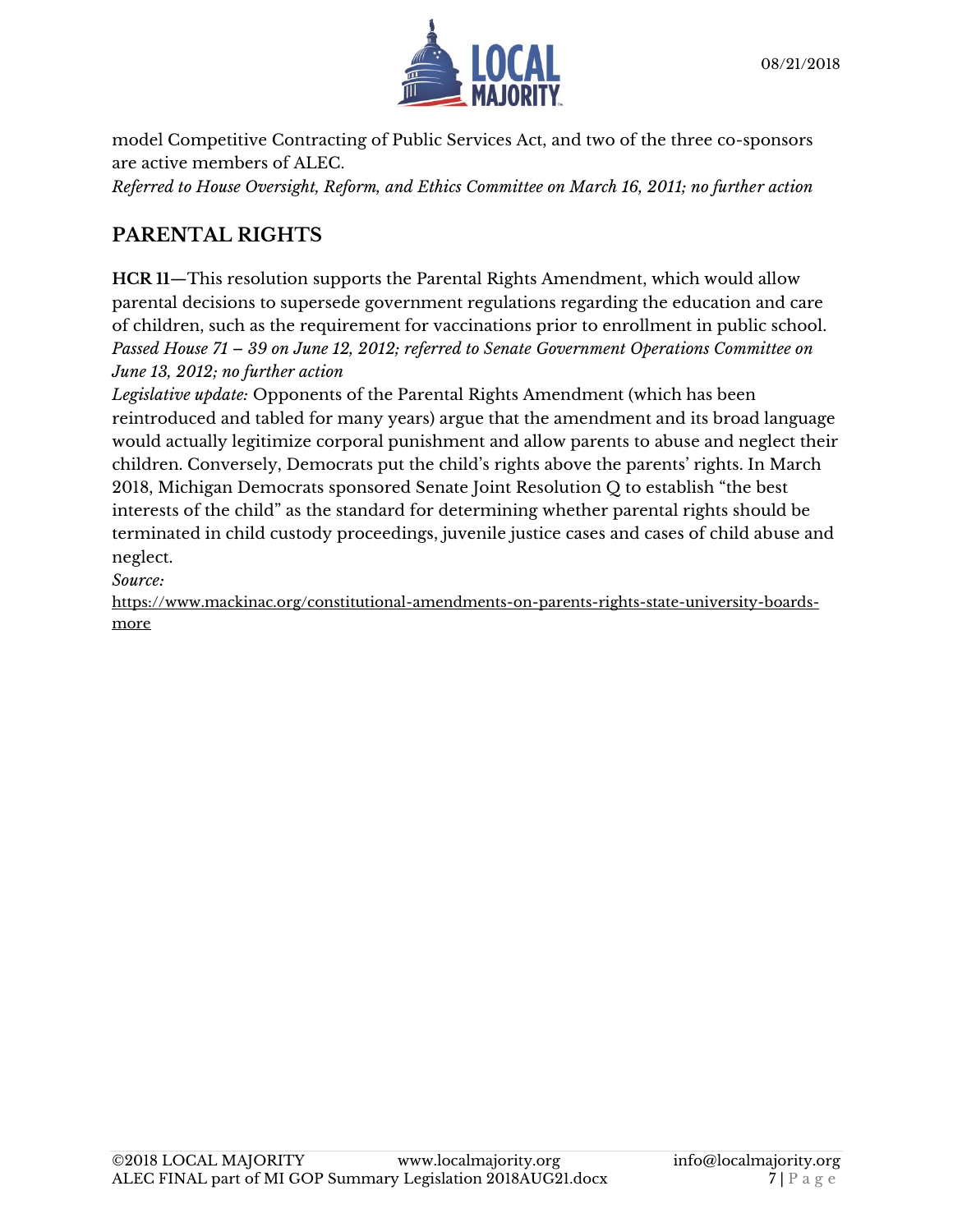model Competitive Contracting of Public Services Act, and two of the three co-sponsors are active members of ALEC.
*Referred to House Oversight, Reform, and Ethics Committee on March 16, 2011; no further action*

## PARENTAL RIGHTS

**HCR 11**—This resolution supports the Parental Rights Amendment, which would allow parental decisions to supersede government regulations regarding the education and care of children, such as the requirement for vaccinations prior to enrollment in public school.
*Passed House 71 – 39 on June 12, 2012; referred to Senate Government Operations Committee on June 13, 2012; no further action*
*Legislative update:* Opponents of the Parental Rights Amendment (which has been reintroduced and tabled for many years) argue that the amendment and its broad language would actually legitimize corporal punishment and allow parents to abuse and neglect their children. Conversely, Democrats put the child's rights above the parents' rights. In March 2018, Michigan Democrats sponsored Senate Joint Resolution Q to establish "the best interests of the child" as the standard for determining whether parental rights should be terminated in child custody proceedings, juvenile justice cases and cases of child abuse and neglect.
*Source:*
https://www.mackinac.org/constitutional-amendments-on-parents-rights-state-university-boards-more